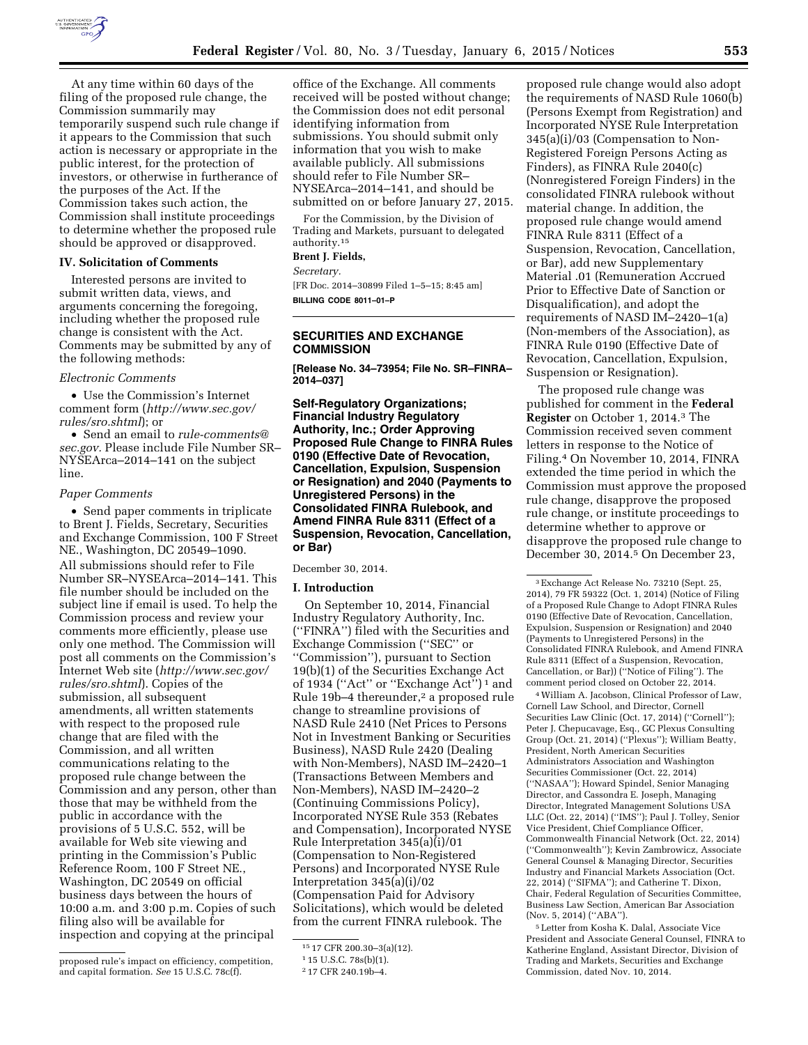At any time within 60 days of the filing of the proposed rule change, the Commission summarily may temporarily suspend such rule change if it appears to the Commission that such action is necessary or appropriate in the public interest, for the protection of investors, or otherwise in furtherance of the purposes of the Act. If the Commission takes such action, the Commission shall institute proceedings to determine whether the proposed rule should be approved or disapproved.

### IV. Solicitation of Comments

Interested persons are invited to submit written data, views, and arguments concerning the foregoing, including whether the proposed rule change is consistent with the Act. Comments may be submitted by any of the following methods:

*Electronic Comments*

- Use the Commission's Internet comment form (*http://www.sec.gov/rules/sro.shtml*); or
- Send an email to *rule-comments@sec.gov.* Please include File Number SR–NYSEArca–2014–141 on the subject line.

*Paper Comments*

- Send paper comments in triplicate to Brent J. Fields, Secretary, Securities and Exchange Commission, 100 F Street NE., Washington, DC 20549–1090.

All submissions should refer to File Number SR–NYSEArca–2014–141. This file number should be included on the subject line if email is used. To help the Commission process and review your comments more efficiently, please use only one method. The Commission will post all comments on the Commission's Internet Web site (*http://www.sec.gov/rules/sro.shtml*). Copies of the submission, all subsequent amendments, all written statements with respect to the proposed rule change that are filed with the Commission, and all written communications relating to the proposed rule change between the Commission and any person, other than those that may be withheld from the public in accordance with the provisions of 5 U.S.C. 552, will be available for Web site viewing and printing in the Commission's Public Reference Room, 100 F Street NE., Washington, DC 20549 on official business days between the hours of 10:00 a.m. and 3:00 p.m. Copies of such filing also will be available for inspection and copying at the principal office of the Exchange. All comments received will be posted without change; the Commission does not edit personal identifying information from submissions. You should submit only information that you wish to make available publicly. All submissions should refer to File Number SR–NYSEArca–2014–141, and should be submitted on or before January 27, 2015.

For the Commission, by the Division of Trading and Markets, pursuant to delegated authority.[15]

**Brent J. Fields,**

*Secretary.*

[FR Doc. 2014–30899 Filed 1–5–15; 8:45 am]

**BILLING CODE 8011–01–P**

proposed rule's impact on efficiency, competition, and capital formation. *See* 15 U.S.C. 78c(f).

[15] 17 CFR 200.30–3(a)(12).

---

## SECURITIES AND EXCHANGE COMMISSION

**[Release No. 34–73954; File No. SR–FINRA–2014–037]**

**Self-Regulatory Organizations; Financial Industry Regulatory Authority, Inc.; Order Approving Proposed Rule Change to FINRA Rules 0190 (Effective Date of Revocation, Cancellation, Expulsion, Suspension or Resignation) and 2040 (Payments to Unregistered Persons) in the Consolidated FINRA Rulebook, and Amend FINRA Rule 8311 (Effect of a Suspension, Revocation, Cancellation, or Bar)**

December 30, 2014.

### I. Introduction

On September 10, 2014, Financial Industry Regulatory Authority, Inc. ("FINRA") filed with the Securities and Exchange Commission ("SEC" or "Commission"), pursuant to Section 19(b)(1) of the Securities Exchange Act of 1934 ("Act" or "Exchange Act")[1] and Rule 19b–4 thereunder,[2] a proposed rule change to streamline provisions of NASD Rule 2410 (Net Prices to Persons Not in Investment Banking or Securities Business), NASD Rule 2420 (Dealing with Non-Members), NASD IM–2420–1 (Transactions Between Members and Non-Members), NASD IM–2420–2 (Continuing Commissions Policy), Incorporated NYSE Rule 353 (Rebates and Compensation), Incorporated NYSE Rule Interpretation 345(a)(i)/01 (Compensation to Non-Registered Persons) and Incorporated NYSE Rule Interpretation 345(a)(i)/02 (Compensation Paid for Advisory Solicitations), which would be deleted from the current FINRA rulebook. The proposed rule change would also adopt the requirements of NASD Rule 1060(b) (Persons Exempt from Registration) and Incorporated NYSE Rule Interpretation 345(a)(i)/03 (Compensation to Non-Registered Foreign Persons Acting as Finders), as FINRA Rule 2040(c) (Nonregistered Foreign Finders) in the consolidated FINRA rulebook without material change. In addition, the proposed rule change would amend FINRA Rule 8311 (Effect of a Suspension, Revocation, Cancellation, or Bar), add new Supplementary Material .01 (Remuneration Accrued Prior to Effective Date of Sanction or Disqualification), and adopt the requirements of NASD IM–2420–1(a) (Non-members of the Association), as FINRA Rule 0190 (Effective Date of Revocation, Cancellation, Expulsion, Suspension or Resignation).

The proposed rule change was published for comment in the **Federal Register** on October 1, 2014.[3] The Commission received seven comment letters in response to the Notice of Filing.[4] On November 10, 2014, FINRA extended the time period in which the Commission must approve the proposed rule change, disapprove the proposed rule change, or institute proceedings to determine whether to approve or disapprove the proposed rule change to December 30, 2014.[5] On December 23,

[1] 15 U.S.C. 78s(b)(1).

[2] 17 CFR 240.19b–4.

[3] Exchange Act Release No. 73210 (Sept. 25, 2014), 79 FR 59322 (Oct. 1, 2014) (Notice of Filing of a Proposed Rule Change to Adopt FINRA Rules 0190 (Effective Date of Revocation, Cancellation, Expulsion, Suspension or Resignation) and 2040 (Payments to Unregistered Persons) in the Consolidated FINRA Rulebook, and Amend FINRA Rule 8311 (Effect of a Suspension, Revocation, Cancellation, or Bar)) ("Notice of Filing"). The comment period closed on October 22, 2014.

[4] William A. Jacobson, Clinical Professor of Law, Cornell Law School, and Director, Cornell Securities Law Clinic (Oct. 17, 2014) ("Cornell"); Peter J. Chepucavage, Esq., GC Plexus Consulting Group (Oct. 21, 2014) ("Plexus"); William Beatty, President, North American Securities Administrators Association and Washington Securities Commissioner (Oct. 22, 2014) ("NASAA"); Howard Spindel, Senior Managing Director, and Cassondra E. Joseph, Managing Director, Integrated Management Solutions USA LLC (Oct. 22, 2014) ("IMS"); Paul J. Tolley, Senior Vice President, Chief Compliance Officer, Commonwealth Financial Network (Oct. 22, 2014) ("Commonwealth"); Kevin Zambrowicz, Associate General Counsel & Managing Director, Securities Industry and Financial Markets Association (Oct. 22, 2014) ("SIFMA"); and Catherine T. Dixon, Chair, Federal Regulation of Securities Committee, Business Law Section, American Bar Association (Nov. 5, 2014) ("ABA").

[5] Letter from Kosha K. Dalal, Associate Vice President and Associate General Counsel, FINRA to Katherine England, Assistant Director, Division of Trading and Markets, Securities and Exchange Commission, dated Nov. 10, 2014.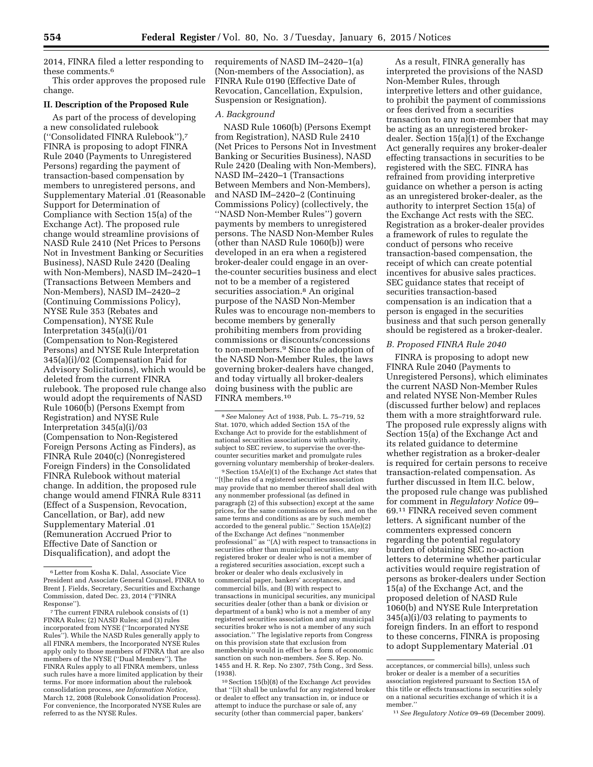2014, FINRA filed a letter responding to these comments.[6]

This order approves the proposed rule change.

## II. Description of the Proposed Rule

As part of the process of developing a new consolidated rulebook (''Consolidated FINRA Rulebook''),[7] FINRA is proposing to adopt FINRA Rule 2040 (Payments to Unregistered Persons) regarding the payment of transaction-based compensation by members to unregistered persons, and Supplementary Material .01 (Reasonable Support for Determination of Compliance with Section 15(a) of the Exchange Act). The proposed rule change would streamline provisions of NASD Rule 2410 (Net Prices to Persons Not in Investment Banking or Securities Business), NASD Rule 2420 (Dealing with Non-Members), NASD IM–2420–1 (Transactions Between Members and Non-Members), NASD IM–2420–2 (Continuing Commissions Policy), NYSE Rule 353 (Rebates and Compensation), NYSE Rule Interpretation 345(a)(i)/01 (Compensation to Non-Registered Persons) and NYSE Rule Interpretation 345(a)(i)/02 (Compensation Paid for Advisory Solicitations), which would be deleted from the current FINRA rulebook. The proposed rule change also would adopt the requirements of NASD Rule 1060(b) (Persons Exempt from Registration) and NYSE Rule Interpretation 345(a)(i)/03 (Compensation to Non-Registered Foreign Persons Acting as Finders), as FINRA Rule 2040(c) (Nonregistered Foreign Finders) in the Consolidated FINRA Rulebook without material change. In addition, the proposed rule change would amend FINRA Rule 8311 (Effect of a Suspension, Revocation, Cancellation, or Bar), add new Supplementary Material .01 (Remuneration Accrued Prior to Effective Date of Sanction or Disqualification), and adopt the requirements of NASD IM–2420–1(a) (Non-members of the Association), as FINRA Rule 0190 (Effective Date of Revocation, Cancellation, Expulsion, Suspension or Resignation).

### *A. Background*

NASD Rule 1060(b) (Persons Exempt from Registration), NASD Rule 2410 (Net Prices to Persons Not in Investment Banking or Securities Business), NASD Rule 2420 (Dealing with Non-Members), NASD IM–2420–1 (Transactions Between Members and Non-Members), and NASD IM–2420–2 (Continuing Commissions Policy) (collectively, the ''NASD Non-Member Rules'') govern payments by members to unregistered persons. The NASD Non-Member Rules (other than NASD Rule 1060(b)) were developed in an era when a registered broker-dealer could engage in an over-the-counter securities business and elect not to be a member of a registered securities association.[8] An original purpose of the NASD Non-Member Rules was to encourage non-members to become members by generally prohibiting members from providing commissions or discounts/concessions to non-members.[9] Since the adoption of the NASD Non-Member Rules, the laws governing broker-dealers have changed, and today virtually all broker-dealers doing business with the public are FINRA members.[10]

As a result, FINRA generally has interpreted the provisions of the NASD Non-Member Rules, through interpretive letters and other guidance, to prohibit the payment of commissions or fees derived from a securities transaction to any non-member that may be acting as an unregistered broker-dealer. Section 15(a)(1) of the Exchange Act generally requires any broker-dealer effecting transactions in securities to be registered with the SEC. FINRA has refrained from providing interpretive guidance on whether a person is acting as an unregistered broker-dealer, as the authority to interpret Section 15(a) of the Exchange Act rests with the SEC. Registration as a broker-dealer provides a framework of rules to regulate the conduct of persons who receive transaction-based compensation, the receipt of which can create potential incentives for abusive sales practices. SEC guidance states that receipt of securities transaction-based compensation is an indication that a person is engaged in the securities business and that such person generally should be registered as a broker-dealer.

### *B. Proposed FINRA Rule 2040*

FINRA is proposing to adopt new FINRA Rule 2040 (Payments to Unregistered Persons), which eliminates the current NASD Non-Member Rules and related NYSE Non-Member Rules (discussed further below) and replaces them with a more straightforward rule. The proposed rule expressly aligns with Section 15(a) of the Exchange Act and its related guidance to determine whether registration as a broker-dealer is required for certain persons to receive transaction-related compensation. As further discussed in Item II.C. below, the proposed rule change was published for comment in *Regulatory Notice* 09–69.[11] FINRA received seven comment letters. A significant number of the commenters expressed concern regarding the potential regulatory burden of obtaining SEC no-action letters to determine whether particular activities would require registration of persons as broker-dealers under Section 15(a) of the Exchange Act, and the proposed deletion of NASD Rule 1060(b) and NYSE Rule Interpretation 345(a)(i)/03 relating to payments to foreign finders. In an effort to respond to these concerns, FINRA is proposing to adopt Supplementary Material .01

---

[6] Letter from Kosha K. Dalal, Associate Vice President and Associate General Counsel, FINRA to Brent J. Fields, Secretary, Securities and Exchange Commission, dated Dec. 23, 2014 (''FINRA Response'').

[7] The current FINRA rulebook consists of (1) FINRA Rules; (2) NASD Rules; and (3) rules incorporated from NYSE (''Incorporated NYSE Rules''). While the NASD Rules generally apply to all FINRA members, the Incorporated NYSE Rules apply only to those members of FINRA that are also members of the NYSE (''Dual Members''). The FINRA Rules apply to all FINRA members, unless such rules have a more limited application by their terms. For more information about the rulebook consolidation process, *see Information Notice,* March 12, 2008 (Rulebook Consolidation Process). For convenience, the Incorporated NYSE Rules are referred to as the NYSE Rules.

[8] *See* Maloney Act of 1938, Pub. L. 75–719, 52 Stat. 1070, which added Section 15A of the Exchange Act to provide for the establishment of national securities associations with authority, subject to SEC review, to supervise the over-the-counter securities market and promulgate rules governing voluntary membership of broker-dealers.

[9] Section 15A(e)(1) of the Exchange Act states that ''[t]he rules of a registered securities association may provide that no member thereof shall deal with any nonmember professional (as defined in paragraph (2) of this subsection) except at the same prices, for the same commissions or fees, and on the same terms and conditions as are by such member accorded to the general public.'' Section 15A(e)(2) of the Exchange Act defines ''nonmember professional'' as ''(A) with respect to transactions in securities other than municipal securities, any registered broker or dealer who is not a member of a registered securities association, except such a broker or dealer who deals exclusively in commercial paper, bankers' acceptances, and commercial bills, and (B) with respect to transactions in municipal securities, any municipal securities dealer (other than a bank or division or department of a bank) who is not a member of any registered securities association and any municipal securities broker who is not a member of any such association.'' The legislative reports from Congress on this provision state that exclusion from membership would in effect be a form of economic sanction on such non-members. *See* S. Rep. No. 1455 and H. R. Rep. No 2307, 75th Cong., 3rd Sess. (1938).

[10] Section 15(b)(8) of the Exchange Act provides that ''[i]t shall be unlawful for any registered broker or dealer to effect any transaction in, or induce or attempt to induce the purchase or sale of, any security (other than commercial paper, bankers' acceptances, or commercial bills), unless such broker or dealer is a member of a securities association registered pursuant to Section 15A of this title or effects transactions in securities solely on a national securities exchange of which it is a member.''

[11] *See Regulatory Notice* 09–69 (December 2009).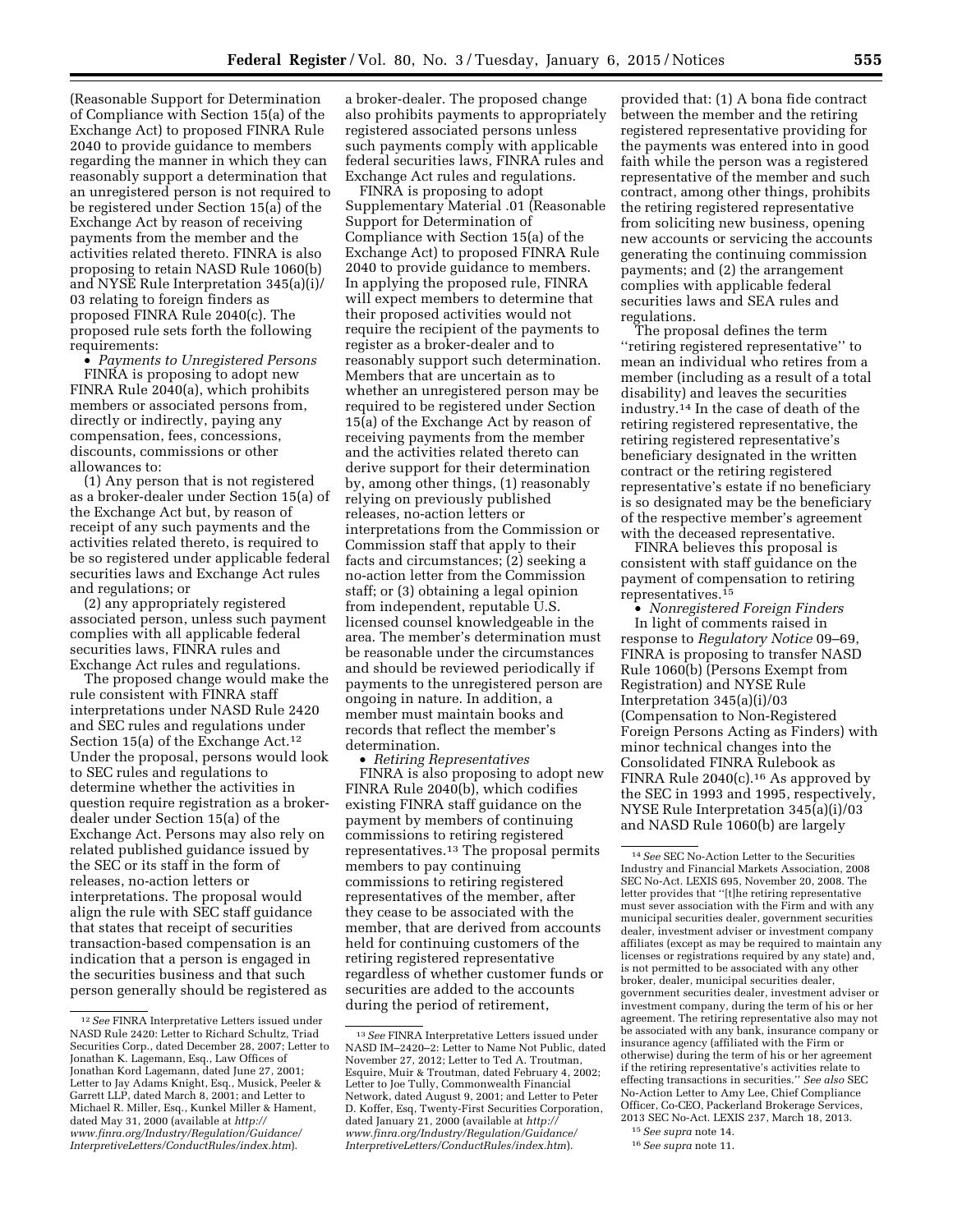(Reasonable Support for Determination of Compliance with Section 15(a) of the Exchange Act) to proposed FINRA Rule 2040 to provide guidance to members regarding the manner in which they can reasonably support a determination that an unregistered person is not required to be registered under Section 15(a) of the Exchange Act by reason of receiving payments from the member and the activities related thereto. FINRA is also proposing to retain NASD Rule 1060(b) and NYSE Rule Interpretation 345(a)(i)/03 relating to foreign finders as proposed FINRA Rule 2040(c). The proposed rule sets forth the following requirements:

- *Payments to Unregistered Persons*

FINRA is proposing to adopt new FINRA Rule 2040(a), which prohibits members or associated persons from, directly or indirectly, paying any compensation, fees, concessions, discounts, commissions or other allowances to:

(1) Any person that is not registered as a broker-dealer under Section 15(a) of the Exchange Act but, by reason of receipt of any such payments and the activities related thereto, is required to be so registered under applicable federal securities laws and Exchange Act rules and regulations; or

(2) any appropriately registered associated person, unless such payment complies with all applicable federal securities laws, FINRA rules and Exchange Act rules and regulations.

The proposed change would make the rule consistent with FINRA staff interpretations under NASD Rule 2420 and SEC rules and regulations under Section 15(a) of the Exchange Act.[12] Under the proposal, persons would look to SEC rules and regulations to determine whether the activities in question require registration as a broker-dealer under Section 15(a) of the Exchange Act. Persons may also rely on related published guidance issued by the SEC or its staff in the form of releases, no-action letters or interpretations. The proposal would align the rule with SEC staff guidance that states that receipt of securities transaction-based compensation is an indication that a person is engaged in the securities business and that such person generally should be registered as a broker-dealer. The proposed change also prohibits payments to appropriately registered associated persons unless such payments comply with applicable federal securities laws, FINRA rules and Exchange Act rules and regulations.

FINRA is proposing to adopt Supplementary Material .01 (Reasonable Support for Determination of Compliance with Section 15(a) of the Exchange Act) to proposed FINRA Rule 2040 to provide guidance to members. In applying the proposed rule, FINRA will expect members to determine that their proposed activities would not require the recipient of the payments to register as a broker-dealer and to reasonably support such determination. Members that are uncertain as to whether an unregistered person may be required to be registered under Section 15(a) of the Exchange Act by reason of receiving payments from the member and the activities related thereto can derive support for their determination by, among other things, (1) reasonably relying on previously published releases, no-action letters or interpretations from the Commission or Commission staff that apply to their facts and circumstances; (2) seeking a no-action letter from the Commission staff; or (3) obtaining a legal opinion from independent, reputable U.S. licensed counsel knowledgeable in the area. The member's determination must be reasonable under the circumstances and should be reviewed periodically if payments to the unregistered person are ongoing in nature. In addition, a member must maintain books and records that reflect the member's determination.

- *Retiring Representatives*

FINRA is also proposing to adopt new FINRA Rule 2040(b), which codifies existing FINRA staff guidance on the payment by members of continuing commissions to retiring registered representatives.[13] The proposal permits members to pay continuing commissions to retiring registered representatives of the member, after they cease to be associated with the member, that are derived from accounts held for continuing customers of the retiring registered representative regardless of whether customer funds or securities are added to the accounts during the period of retirement, provided that: (1) A bona fide contract between the member and the retiring registered representative providing for the payments was entered into in good faith while the person was a registered representative of the member and such contract, among other things, prohibits the retiring registered representative from soliciting new business, opening new accounts or servicing the accounts generating the continuing commission payments; and (2) the arrangement complies with applicable federal securities laws and SEA rules and regulations.

The proposal defines the term "retiring registered representative" to mean an individual who retires from a member (including as a result of a total disability) and leaves the securities industry.[14] In the case of death of the retiring registered representative, the retiring registered representative's beneficiary designated in the written contract or the retiring registered representative's estate if no beneficiary is so designated may be the beneficiary of the respective member's agreement with the deceased representative.

FINRA believes this proposal is consistent with staff guidance on the payment of compensation to retiring representatives.[15]

- *Nonregistered Foreign Finders*

In light of comments raised in response to *Regulatory Notice* 09–69, FINRA is proposing to transfer NASD Rule 1060(b) (Persons Exempt from Registration) and NYSE Rule Interpretation 345(a)(i)/03 (Compensation to Non-Registered Foreign Persons Acting as Finders) with minor technical changes into the Consolidated FINRA Rulebook as FINRA Rule 2040(c).[16] As approved by the SEC in 1993 and 1995, respectively, NYSE Rule Interpretation 345(a)(i)/03 and NASD Rule 1060(b) are largely

---

[12] *See* FINRA Interpretative Letters issued under NASD Rule 2420: Letter to Richard Schultz, Triad Securities Corp., dated December 28, 2007; Letter to Jonathan K. Lagemann, Esq., Law Offices of Jonathan Kord Lagemann, dated June 27, 2001; Letter to Jay Adams Knight, Esq., Musick, Peeler & Garrett LLP, dated March 8, 2001; and Letter to Michael R. Miller, Esq., Kunkel Miller & Hament, dated May 31, 2000 (available at *http://www.finra.org/Industry/Regulation/Guidance/InterpretiveLetters/ConductRules/index.htm*).

[13] *See* FINRA Interpretative Letters issued under NASD IM–2420–2: Letter to Name Not Public, dated November 27, 2012; Letter to Ted A. Troutman, Esquire, Muir & Troutman, dated February 4, 2002; Letter to Joe Tully, Commonwealth Financial Network, dated August 9, 2001; and Letter to Peter D. Koffer, Esq, Twenty-First Securities Corporation, dated January 21, 2000 (available at *http://www.finra.org/Industry/Regulation/Guidance/InterpretiveLetters/ConductRules/index.htm*).

[14] *See* SEC No-Action Letter to the Securities Industry and Financial Markets Association, 2008 SEC No-Act. LEXIS 695, November 20, 2008. The letter provides that "[t]he retiring representative must sever association with the Firm and with any municipal securities dealer, government securities dealer, investment adviser or investment company affiliates (except as may be required to maintain any licenses or registrations required by any state) and, is not permitted to be associated with any other broker, dealer, municipal securities dealer, government securities dealer, investment adviser or investment company, during the term of his or her agreement. The retiring representative also may not be associated with any bank, insurance company or insurance agency (affiliated with the Firm or otherwise) during the term of his or her agreement if the retiring representative's activities relate to effecting transactions in securities." *See also* SEC No-Action Letter to Amy Lee, Chief Compliance Officer, Co-CEO, Packerland Brokerage Services, 2013 SEC No-Act. LEXIS 237, March 18, 2013.

[15] *See supra* note 14.

[16] *See supra* note 11.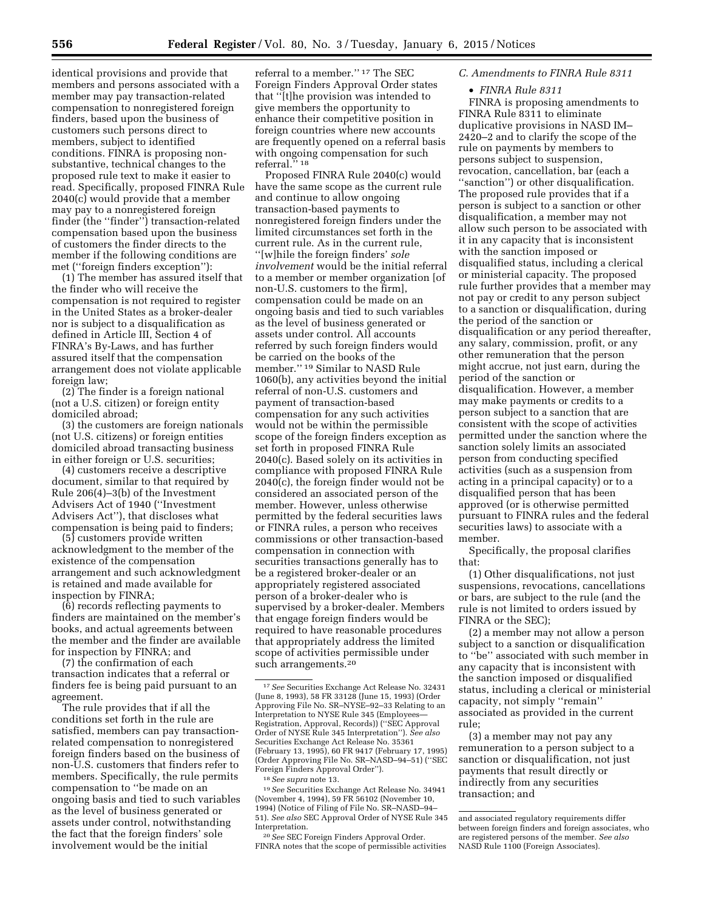identical provisions and provide that members and persons associated with a member may pay transaction-related compensation to nonregistered foreign finders, based upon the business of customers such persons direct to members, subject to identified conditions. FINRA is proposing non-substantive, technical changes to the proposed rule text to make it easier to read. Specifically, proposed FINRA Rule 2040(c) would provide that a member may pay to a nonregistered foreign finder (the "finder") transaction-related compensation based upon the business of customers the finder directs to the member if the following conditions are met ("foreign finders exception"):

(1) The member has assured itself that the finder who will receive the compensation is not required to register in the United States as a broker-dealer nor is subject to a disqualification as defined in Article III, Section 4 of FINRA's By-Laws, and has further assured itself that the compensation arrangement does not violate applicable foreign law;

(2) The finder is a foreign national (not a U.S. citizen) or foreign entity domiciled abroad;

(3) the customers are foreign nationals (not U.S. citizens) or foreign entities domiciled abroad transacting business in either foreign or U.S. securities;

(4) customers receive a descriptive document, similar to that required by Rule 206(4)–3(b) of the Investment Advisers Act of 1940 ("Investment Advisers Act"), that discloses what compensation is being paid to finders;

(5) customers provide written acknowledgment to the member of the existence of the compensation arrangement and such acknowledgment is retained and made available for inspection by FINRA;

(6) records reflecting payments to finders are maintained on the member's books, and actual agreements between the member and the finder are available for inspection by FINRA; and

(7) the confirmation of each transaction indicates that a referral or finders fee is being paid pursuant to an agreement.

The rule provides that if all the conditions set forth in the rule are satisfied, members can pay transaction-related compensation to nonregistered foreign finders based on the business of non-U.S. customers that finders refer to members. Specifically, the rule permits compensation to "be made on an ongoing basis and tied to such variables as the level of business generated or assets under control, notwithstanding the fact that the foreign finders' sole involvement would be the initial referral to a member." [17] The SEC Foreign Finders Approval Order states that "[t]he provision was intended to give members the opportunity to enhance their competitive position in foreign countries where new accounts are frequently opened on a referral basis with ongoing compensation for such referral." [18]

Proposed FINRA Rule 2040(c) would have the same scope as the current rule and continue to allow ongoing transaction-based payments to nonregistered foreign finders under the limited circumstances set forth in the current rule. As in the current rule, "[w]hile the foreign finders' *sole involvement* would be the initial referral to a member or member organization [of non-U.S. customers to the firm], compensation could be made on an ongoing basis and tied to such variables as the level of business generated or assets under control. All accounts referred by such foreign finders would be carried on the books of the member." [19] Similar to NASD Rule 1060(b), any activities beyond the initial referral of non-U.S. customers and payment of transaction-based compensation for any such activities would not be within the permissible scope of the foreign finders exception as set forth in proposed FINRA Rule 2040(c). Based solely on its activities in compliance with proposed FINRA Rule 2040(c), the foreign finder would not be considered an associated person of the member. However, unless otherwise permitted by the federal securities laws or FINRA rules, a person who receives commissions or other transaction-based compensation in connection with securities transactions generally has to be a registered broker-dealer or an appropriately registered associated person of a broker-dealer who is supervised by a broker-dealer. Members that engage foreign finders would be required to have reasonable procedures that appropriately address the limited scope of activities permissible under such arrangements.[20]

### C. Amendments to FINRA Rule 8311

- *FINRA Rule 8311*

FINRA is proposing amendments to FINRA Rule 8311 to eliminate duplicative provisions in NASD IM–2420–2 and to clarify the scope of the rule on payments by members to persons subject to suspension, revocation, cancellation, bar (each a "sanction") or other disqualification. The proposed rule provides that if a person is subject to a sanction or other disqualification, a member may not allow such person to be associated with it in any capacity that is inconsistent with the sanction imposed or disqualified status, including a clerical or ministerial capacity. The proposed rule further provides that a member may not pay or credit to any person subject to a sanction or disqualification, during the period of the sanction or disqualification or any period thereafter, any salary, commission, profit, or any other remuneration that the person might accrue, not just earn, during the period of the sanction or disqualification. However, a member may make payments or credits to a person subject to a sanction that are consistent with the scope of activities permitted under the sanction where the sanction solely limits an associated person from conducting specified activities (such as a suspension from acting in a principal capacity) or to a disqualified person that has been approved (or is otherwise permitted pursuant to FINRA rules and the federal securities laws) to associate with a member.

Specifically, the proposal clarifies that:

(1) Other disqualifications, not just suspensions, revocations, cancellations or bars, are subject to the rule (and the rule is not limited to orders issued by FINRA or the SEC);

(2) a member may not allow a person subject to a sanction or disqualification to "be" associated with such member in any capacity that is inconsistent with the sanction imposed or disqualified status, including a clerical or ministerial capacity, not simply "remain" associated as provided in the current rule;

(3) a member may not pay any remuneration to a person subject to a sanction or disqualification, not just payments that result directly or indirectly from any securities transaction; and

---

[17] *See* Securities Exchange Act Release No. 32431 (June 8, 1993), 58 FR 33128 (June 15, 1993) (Order Approving File No. SR–NYSE–92–33 Relating to an Interpretation to NYSE Rule 345 (Employees—Registration, Approval, Records)) ("SEC Approval Order of NYSE Rule 345 Interpretation"). *See also* Securities Exchange Act Release No. 35361 (February 13, 1995), 60 FR 9417 (February 17, 1995) (Order Approving File No. SR–NASD–94–51) ("SEC Foreign Finders Approval Order").

[18] *See supra* note 13.

[19] *See* Securities Exchange Act Release No. 34941 (November 4, 1994), 59 FR 56102 (November 10, 1994) (Notice of Filing of File No. SR–NASD–94–51). *See also* SEC Approval Order of NYSE Rule 345 Interpretation.

[20] *See* SEC Foreign Finders Approval Order. FINRA notes that the scope of permissible activities and associated regulatory requirements differ between foreign finders and foreign associates, who are registered persons of the member. *See also* NASD Rule 1100 (Foreign Associates).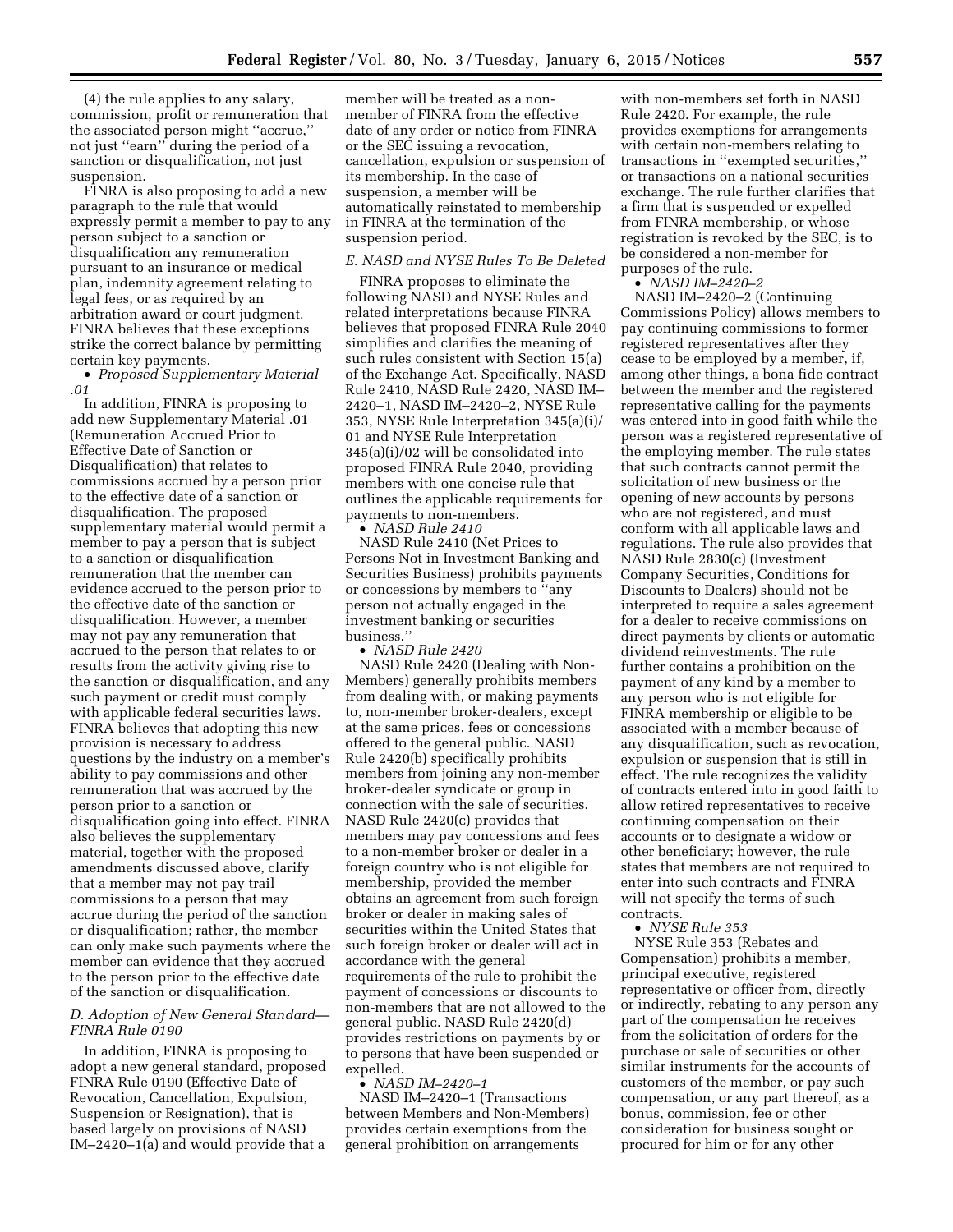(4) the rule applies to any salary, commission, profit or remuneration that the associated person might ''accrue,'' not just ''earn'' during the period of a sanction or disqualification, not just suspension.

FINRA is also proposing to add a new paragraph to the rule that would expressly permit a member to pay to any person subject to a sanction or disqualification any remuneration pursuant to an insurance or medical plan, indemnity agreement relating to legal fees, or as required by an arbitration award or court judgment. FINRA believes that these exceptions strike the correct balance by permitting certain key payments.

- *Proposed Supplementary Material .01*

In addition, FINRA is proposing to add new Supplementary Material .01 (Remuneration Accrued Prior to Effective Date of Sanction or Disqualification) that relates to commissions accrued by a person prior to the effective date of a sanction or disqualification. The proposed supplementary material would permit a member to pay a person that is subject to a sanction or disqualification remuneration that the member can evidence accrued to the person prior to the effective date of the sanction or disqualification. However, a member may not pay any remuneration that accrued to the person that relates to or results from the activity giving rise to the sanction or disqualification, and any such payment or credit must comply with applicable federal securities laws. FINRA believes that adopting this new provision is necessary to address questions by the industry on a member's ability to pay commissions and other remuneration that was accrued by the person prior to a sanction or disqualification going into effect. FINRA also believes the supplementary material, together with the proposed amendments discussed above, clarify that a member may not pay trail commissions to a person that may accrue during the period of the sanction or disqualification; rather, the member can only make such payments where the member can evidence that they accrued to the person prior to the effective date of the sanction or disqualification.

*D. Adoption of New General Standard—FINRA Rule 0190*

In addition, FINRA is proposing to adopt a new general standard, proposed FINRA Rule 0190 (Effective Date of Revocation, Cancellation, Expulsion, Suspension or Resignation), that is based largely on provisions of NASD IM–2420–1(a) and would provide that a member will be treated as a non-member of FINRA from the effective date of any order or notice from FINRA or the SEC issuing a revocation, cancellation, expulsion or suspension of its membership. In the case of suspension, a member will be automatically reinstated to membership in FINRA at the termination of the suspension period.

*E. NASD and NYSE Rules To Be Deleted*

FINRA proposes to eliminate the following NASD and NYSE Rules and related interpretations because FINRA believes that proposed FINRA Rule 2040 simplifies and clarifies the meaning of such rules consistent with Section 15(a) of the Exchange Act. Specifically, NASD Rule 2410, NASD Rule 2420, NASD IM–2420–1, NASD IM–2420–2, NYSE Rule 353, NYSE Rule Interpretation 345(a)(i)/01 and NYSE Rule Interpretation 345(a)(i)/02 will be consolidated into proposed FINRA Rule 2040, providing members with one concise rule that outlines the applicable requirements for payments to non-members.

- *NASD Rule 2410*

NASD Rule 2410 (Net Prices to Persons Not in Investment Banking and Securities Business) prohibits payments or concessions by members to ''any person not actually engaged in the investment banking or securities business.''

- *NASD Rule 2420*

NASD Rule 2420 (Dealing with Non-Members) generally prohibits members from dealing with, or making payments to, non-member broker-dealers, except at the same prices, fees or concessions offered to the general public. NASD Rule 2420(b) specifically prohibits members from joining any non-member broker-dealer syndicate or group in connection with the sale of securities. NASD Rule 2420(c) provides that members may pay concessions and fees to a non-member broker or dealer in a foreign country who is not eligible for membership, provided the member obtains an agreement from such foreign broker or dealer in making sales of securities within the United States that such foreign broker or dealer will act in accordance with the general requirements of the rule to prohibit the payment of concessions or discounts to non-members that are not allowed to the general public. NASD Rule 2420(d) provides restrictions on payments by or to persons that have been suspended or expelled.

- *NASD IM–2420–1*

NASD IM–2420–1 (Transactions between Members and Non-Members) provides certain exemptions from the general prohibition on arrangements with non-members set forth in NASD Rule 2420. For example, the rule provides exemptions for arrangements with certain non-members relating to transactions in ''exempted securities,'' or transactions on a national securities exchange. The rule further clarifies that a firm that is suspended or expelled from FINRA membership, or whose registration is revoked by the SEC, is to be considered a non-member for purposes of the rule.

- *NASD IM–2420–2*

NASD IM–2420–2 (Continuing Commissions Policy) allows members to pay continuing commissions to former registered representatives after they cease to be employed by a member, if, among other things, a bona fide contract between the member and the registered representative calling for the payments was entered into in good faith while the person was a registered representative of the employing member. The rule states that such contracts cannot permit the solicitation of new business or the opening of new accounts by persons who are not registered, and must conform with all applicable laws and regulations. The rule also provides that NASD Rule 2830(c) (Investment Company Securities, Conditions for Discounts to Dealers) should not be interpreted to require a sales agreement for a dealer to receive commissions on direct payments by clients or automatic dividend reinvestments. The rule further contains a prohibition on the payment of any kind by a member to any person who is not eligible for FINRA membership or eligible to be associated with a member because of any disqualification, such as revocation, expulsion or suspension that is still in effect. The rule recognizes the validity of contracts entered into in good faith to allow retired representatives to receive continuing compensation on their accounts or to designate a widow or other beneficiary; however, the rule states that members are not required to enter into such contracts and FINRA will not specify the terms of such contracts.

- *NYSE Rule 353*

NYSE Rule 353 (Rebates and Compensation) prohibits a member, principal executive, registered representative or officer from, directly or indirectly, rebating to any person any part of the compensation he receives from the solicitation of orders for the purchase or sale of securities or other similar instruments for the accounts of customers of the member, or pay such compensation, or any part thereof, as a bonus, commission, fee or other consideration for business sought or procured for him or for any other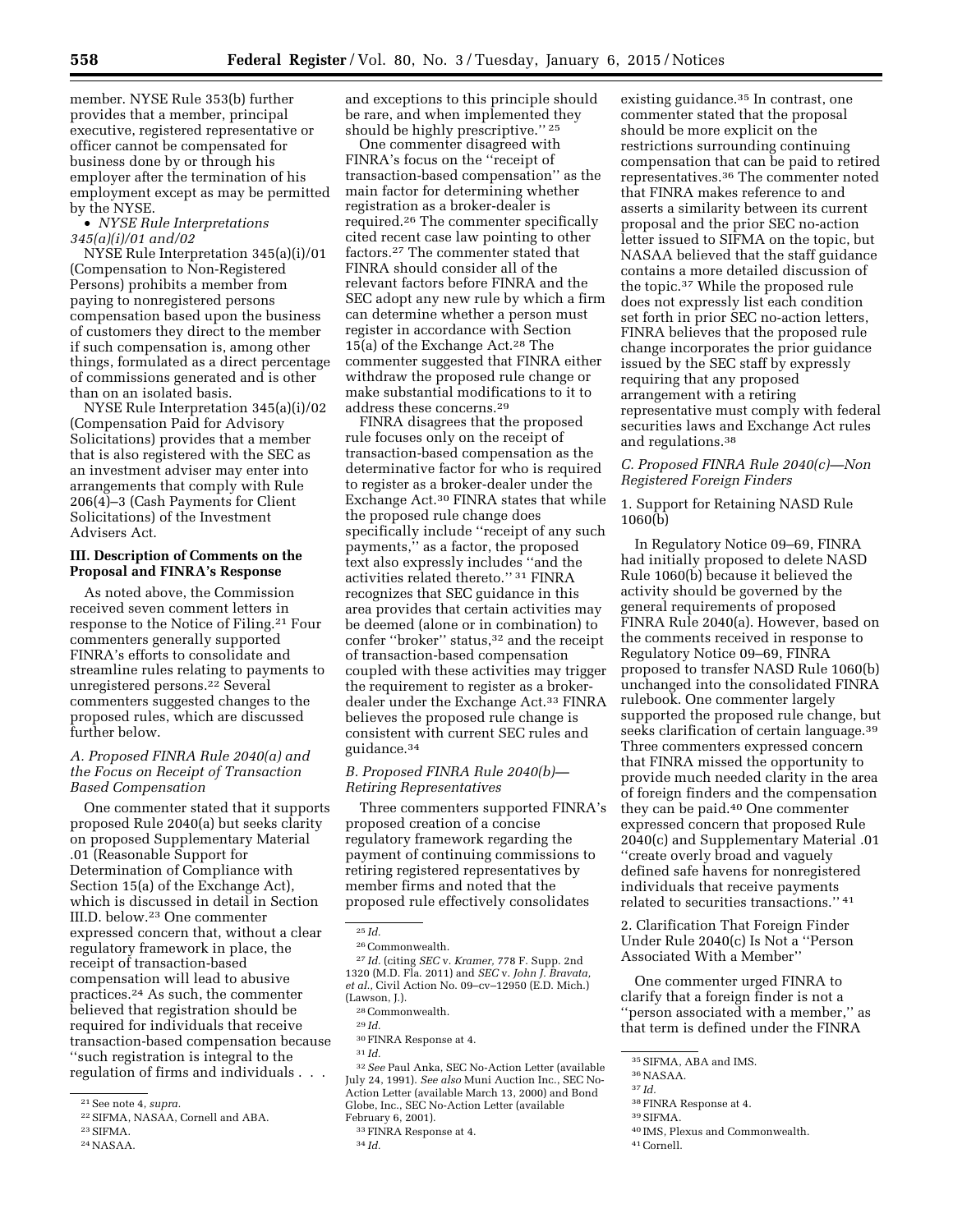member. NYSE Rule 353(b) further provides that a member, principal executive, registered representative or officer cannot be compensated for business done by or through his employer after the termination of his employment except as may be permitted by the NYSE.

• *NYSE Rule Interpretations 345(a)(i)/01 and/02*

NYSE Rule Interpretation 345(a)(i)/01 (Compensation to Non-Registered Persons) prohibits a member from paying to nonregistered persons compensation based upon the business of customers they direct to the member if such compensation is, among other things, formulated as a direct percentage of commissions generated and is other than on an isolated basis.

NYSE Rule Interpretation 345(a)(i)/02 (Compensation Paid for Advisory Solicitations) provides that a member that is also registered with the SEC as an investment adviser may enter into arrangements that comply with Rule 206(4)–3 (Cash Payments for Client Solicitations) of the Investment Advisers Act.

## III. Description of Comments on the Proposal and FINRA's Response

As noted above, the Commission received seven comment letters in response to the Notice of Filing.[21] Four commenters generally supported FINRA's efforts to consolidate and streamline rules relating to payments to unregistered persons.[22] Several commenters suggested changes to the proposed rules, which are discussed further below.

### *A. Proposed FINRA Rule 2040(a) and the Focus on Receipt of Transaction Based Compensation*

One commenter stated that it supports proposed Rule 2040(a) but seeks clarity on proposed Supplementary Material .01 (Reasonable Support for Determination of Compliance with Section 15(a) of the Exchange Act), which is discussed in detail in Section III.D. below.[23] One commenter expressed concern that, without a clear regulatory framework in place, the receipt of transaction-based compensation will lead to abusive practices.[24] As such, the commenter believed that registration should be required for individuals that receive transaction-based compensation because ''such registration is integral to the regulation of firms and individuals . . . and exceptions to this principle should be rare, and when implemented they should be highly prescriptive.'' [25]

One commenter disagreed with FINRA's focus on the ''receipt of transaction-based compensation'' as the main factor for determining whether registration as a broker-dealer is required.[26] The commenter specifically cited recent case law pointing to other factors.[27] The commenter stated that FINRA should consider all of the relevant factors before FINRA and the SEC adopt any new rule by which a firm can determine whether a person must register in accordance with Section 15(a) of the Exchange Act.[28] The commenter suggested that FINRA either withdraw the proposed rule change or make substantial modifications to it to address these concerns.[29]

FINRA disagrees that the proposed rule focuses only on the receipt of transaction-based compensation as the determinative factor for who is required to register as a broker-dealer under the Exchange Act.[30] FINRA states that while the proposed rule change does specifically include ''receipt of any such payments,'' as a factor, the proposed text also expressly includes ''and the activities related thereto.'' [31] FINRA recognizes that SEC guidance in this area provides that certain activities may be deemed (alone or in combination) to confer ''broker'' status,[32] and the receipt of transaction-based compensation coupled with these activities may trigger the requirement to register as a broker-dealer under the Exchange Act.[33] FINRA believes the proposed rule change is consistent with current SEC rules and guidance.[34]

### *B. Proposed FINRA Rule 2040(b)—Retiring Representatives*

Three commenters supported FINRA's proposed creation of a concise regulatory framework regarding the payment of continuing commissions to retiring registered representatives by member firms and noted that the proposed rule effectively consolidates existing guidance.[35] In contrast, one commenter stated that the proposal should be more explicit on the restrictions surrounding continuing compensation that can be paid to retired representatives.[36] The commenter noted that FINRA makes reference to and asserts a similarity between its current proposal and the prior SEC no-action letter issued to SIFMA on the topic, but NASAA believed that the staff guidance contains a more detailed discussion of the topic.[37] While the proposed rule does not expressly list each condition set forth in prior SEC no-action letters, FINRA believes that the proposed rule change incorporates the prior guidance issued by the SEC staff by expressly requiring that any proposed arrangement with a retiring representative must comply with federal securities laws and Exchange Act rules and regulations.[38]

### *C. Proposed FINRA Rule 2040(c)—Non Registered Foreign Finders*

#### 1. Support for Retaining NASD Rule 1060(b)

In Regulatory Notice 09–69, FINRA had initially proposed to delete NASD Rule 1060(b) because it believed the activity should be governed by the general requirements of proposed FINRA Rule 2040(a). However, based on the comments received in response to Regulatory Notice 09–69, FINRA proposed to transfer NASD Rule 1060(b) unchanged into the consolidated FINRA rulebook. One commenter largely supported the proposed rule change, but seeks clarification of certain language.[39] Three commenters expressed concern that FINRA missed the opportunity to provide much needed clarity in the area of foreign finders and the compensation they can be paid.[40] One commenter expressed concern that proposed Rule 2040(c) and Supplementary Material .01 ''create overly broad and vaguely defined safe havens for nonregistered individuals that receive payments related to securities transactions.'' [41]

#### 2. Clarification That Foreign Finder Under Rule 2040(c) Is Not a ''Person Associated With a Member''

One commenter urged FINRA to clarify that a foreign finder is not a ''person associated with a member,'' as that term is defined under the FINRA

---

[21] See note 4, *supra.*

[22] SIFMA, NASAA, Cornell and ABA.

[23] SIFMA.

[24] NASAA.

[25] *Id.*

[26] Commonwealth.

[27] *Id.* (citing *SEC* v. *Kramer,* 778 F. Supp. 2nd 1320 (M.D. Fla. 2011) and *SEC* v. *John J. Bravata, et al.,* Civil Action No. 09–cv–12950 (E.D. Mich.) (Lawson, J.).

[28] Commonwealth.

[29] *Id.*

[30] FINRA Response at 4.

[31] *Id.*

[32] *See* Paul Anka, SEC No-Action Letter (available July 24, 1991). *See also* Muni Auction Inc., SEC No-Action Letter (available March 13, 2000) and Bond Globe, Inc., SEC No-Action Letter (available February 6, 2001).

[33] FINRA Response at 4.

[34] *Id.*

[35] SIFMA, ABA and IMS.

[36] NASAA.

[37] *Id.*

[38] FINRA Response at 4.

[39] SIFMA.

[40] IMS, Plexus and Commonwealth.

[41] Cornell.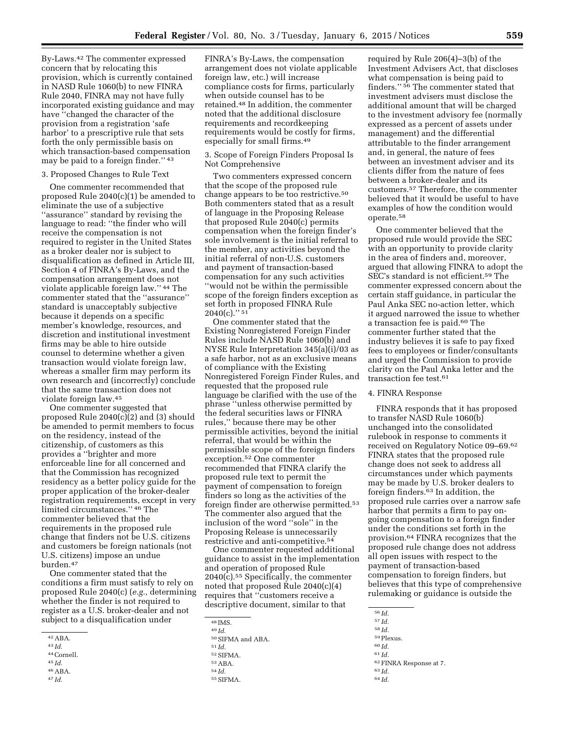By-Laws.[42] The commenter expressed concern that by relocating this provision, which is currently contained in NASD Rule 1060(b) to new FINRA Rule 2040, FINRA may not have fully incorporated existing guidance and may have ''changed the character of the provision from a registration 'safe harbor' to a prescriptive rule that sets forth the only permissible basis on which transaction-based compensation may be paid to a foreign finder.'' [43]

3. Proposed Changes to Rule Text

One commenter recommended that proposed Rule 2040(c)(1) be amended to eliminate the use of a subjective ''assurance'' standard by revising the language to read: ''the finder who will receive the compensation is not required to register in the United States as a broker dealer nor is subject to disqualification as defined in Article III, Section 4 of FINRA's By-Laws, and the compensation arrangement does not violate applicable foreign law.'' [44] The commenter stated that the ''assurance'' standard is unacceptably subjective because it depends on a specific member's knowledge, resources, and discretion and institutional investment firms may be able to hire outside counsel to determine whether a given transaction would violate foreign law, whereas a smaller firm may perform its own research and (incorrectly) conclude that the same transaction does not violate foreign law.[45]

One commenter suggested that proposed Rule 2040(c)(2) and (3) should be amended to permit members to focus on the residency, instead of the citizenship, of customers as this provides a ''brighter and more enforceable line for all concerned and that the Commission has recognized residency as a better policy guide for the proper application of the broker-dealer registration requirements, except in very limited circumstances.'' [46] The commenter believed that the requirements in the proposed rule change that finders not be U.S. citizens and customers be foreign nationals (not U.S. citizens) impose an undue burden.[47]

One commenter stated that the conditions a firm must satisfy to rely on proposed Rule 2040(c) (*e.g.,* determining whether the finder is not required to register as a U.S. broker-dealer and not subject to a disqualification under FINRA's By-Laws, the compensation arrangement does not violate applicable foreign law, etc.) will increase compliance costs for firms, particularly when outside counsel has to be retained.[48] In addition, the commenter noted that the additional disclosure requirements and recordkeeping requirements would be costly for firms, especially for small firms.[49]

3. Scope of Foreign Finders Proposal Is Not Comprehensive

Two commenters expressed concern that the scope of the proposed rule change appears to be too restrictive.[50] Both commenters stated that as a result of language in the Proposing Release that proposed Rule 2040(c) permits compensation when the foreign finder's sole involvement is the initial referral to the member, any activities beyond the initial referral of non-U.S. customers and payment of transaction-based compensation for any such activities ''would not be within the permissible scope of the foreign finders exception as set forth in proposed FINRA Rule 2040(c).'' [51]

One commenter stated that the Existing Nonregistered Foreign Finder Rules include NASD Rule 1060(b) and NYSE Rule Interpretation 345(a)(i)/03 as a safe harbor, not as an exclusive means of compliance with the Existing Nonregistered Foreign Finder Rules, and requested that the proposed rule language be clarified with the use of the phrase ''unless otherwise permitted by the federal securities laws or FINRA rules,'' because there may be other permissible activities, beyond the initial referral, that would be within the permissible scope of the foreign finders exception.[52] One commenter recommended that FINRA clarify the proposed rule text to permit the payment of compensation to foreign finders so long as the activities of the foreign finder are otherwise permitted.[53] The commenter also argued that the inclusion of the word ''sole'' in the Proposing Release is unnecessarily restrictive and anti-competitive.[54]

One commenter requested additional guidance to assist in the implementation and operation of proposed Rule 2040(c).[55] Specifically, the commenter noted that proposed Rule 2040(c)(4) requires that ''customers receive a descriptive document, similar to that required by Rule 206(4)–3(b) of the Investment Advisers Act, that discloses what compensation is being paid to finders.'' [56] The commenter stated that investment advisers must disclose the additional amount that will be charged to the investment advisory fee (normally expressed as a percent of assets under management) and the differential attributable to the finder arrangement and, in general, the nature of fees between an investment adviser and its clients differ from the nature of fees between a broker-dealer and its customers.[57] Therefore, the commenter believed that it would be useful to have examples of how the condition would operate.[58]

One commenter believed that the proposed rule would provide the SEC with an opportunity to provide clarity in the area of finders and, moreover, argued that allowing FINRA to adopt the SEC's standard is not efficient.[59] The commenter expressed concern about the certain staff guidance, in particular the Paul Anka SEC no-action letter, which it argued narrowed the issue to whether a transaction fee is paid.[60] The commenter further stated that the industry believes it is safe to pay fixed fees to employees or finder/consultants and urged the Commission to provide clarity on the Paul Anka letter and the transaction fee test.[61]

4. FINRA Response

FINRA responds that it has proposed to transfer NASD Rule 1060(b) unchanged into the consolidated rulebook in response to comments it received on Regulatory Notice 09–69.[62] FINRA states that the proposed rule change does not seek to address all circumstances under which payments may be made by U.S. broker dealers to foreign finders.[63] In addition, the proposed rule carries over a narrow safe harbor that permits a firm to pay on-going compensation to a foreign finder under the conditions set forth in the provision.[64] FINRA recognizes that the proposed rule change does not address all open issues with respect to the payment of transaction-based compensation to foreign finders, but believes that this type of comprehensive rulemaking or guidance is outside the

---

[42] ABA.

[43] *Id.*

[44] Cornell.

[45] *Id.*

[46] ABA.

[47] *Id.*

[48] IMS.

[49] *Id.*

[50] SIFMA and ABA.

[51] *Id.*

[52] SIFMA.

[53] ABA.

[54] *Id.*

[55] SIFMA.

[56] *Id.*

[57] *Id.*

[58] *Id.*

[59] Plexus.

[60] *Id.*

[61] *Id.*

[62] FINRA Response at 7.

[63] *Id.*

[64] *Id.*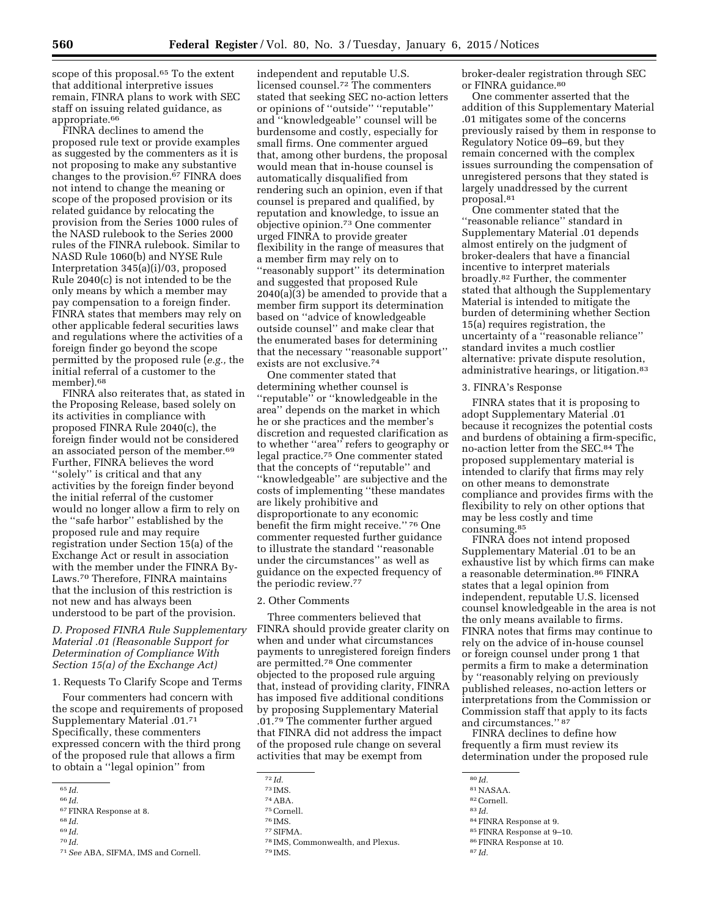scope of this proposal.[65] To the extent that additional interpretive issues remain, FINRA plans to work with SEC staff on issuing related guidance, as appropriate.[66]

FINRA declines to amend the proposed rule text or provide examples as suggested by the commenters as it is not proposing to make any substantive changes to the provision.[67] FINRA does not intend to change the meaning or scope of the proposed provision or its related guidance by relocating the provision from the Series 1000 rules of the NASD rulebook to the Series 2000 rules of the FINRA rulebook. Similar to NASD Rule 1060(b) and NYSE Rule Interpretation 345(a)(i)/03, proposed Rule 2040(c) is not intended to be the only means by which a member may pay compensation to a foreign finder. FINRA states that members may rely on other applicable federal securities laws and regulations where the activities of a foreign finder go beyond the scope permitted by the proposed rule (*e.g.,* the initial referral of a customer to the member).[68]

FINRA also reiterates that, as stated in the Proposing Release, based solely on its activities in compliance with proposed FINRA Rule 2040(c), the foreign finder would not be considered an associated person of the member.[69] Further, FINRA believes the word ''solely'' is critical and that any activities by the foreign finder beyond the initial referral of the customer would no longer allow a firm to rely on the ''safe harbor'' established by the proposed rule and may require registration under Section 15(a) of the Exchange Act or result in association with the member under the FINRA By-Laws.[70] Therefore, FINRA maintains that the inclusion of this restriction is not new and has always been understood to be part of the provision.

*D. Proposed FINRA Rule Supplementary Material .01 (Reasonable Support for Determination of Compliance With Section 15(a) of the Exchange Act)*

1. Requests To Clarify Scope and Terms

Four commenters had concern with the scope and requirements of proposed Supplementary Material .01.[71] Specifically, these commenters expressed concern with the third prong of the proposed rule that allows a firm to obtain a ''legal opinion'' from independent and reputable U.S. licensed counsel.[72] The commenters stated that seeking SEC no-action letters or opinions of ''outside'' ''reputable'' and ''knowledgeable'' counsel will be burdensome and costly, especially for small firms. One commenter argued that, among other burdens, the proposal would mean that in-house counsel is automatically disqualified from rendering such an opinion, even if that counsel is prepared and qualified, by reputation and knowledge, to issue an objective opinion.[73] One commenter urged FINRA to provide greater flexibility in the range of measures that a member firm may rely on to ''reasonably support'' its determination and suggested that proposed Rule 2040(a)(3) be amended to provide that a member firm support its determination based on ''advice of knowledgeable outside counsel'' and make clear that the enumerated bases for determining that the necessary ''reasonable support'' exists are not exclusive.[74]

One commenter stated that determining whether counsel is ''reputable'' or ''knowledgeable in the area'' depends on the market in which he or she practices and the member's discretion and requested clarification as to whether ''area'' refers to geography or legal practice.[75] One commenter stated that the concepts of ''reputable'' and ''knowledgeable'' are subjective and the costs of implementing ''these mandates are likely prohibitive and disproportionate to any economic benefit the firm might receive.'' [76] One commenter requested further guidance to illustrate the standard ''reasonable under the circumstances'' as well as guidance on the expected frequency of the periodic review.[77]

2. Other Comments

Three commenters believed that FINRA should provide greater clarity on when and under what circumstances payments to unregistered foreign finders are permitted.[78] One commenter objected to the proposed rule arguing that, instead of providing clarity, FINRA has imposed five additional conditions by proposing Supplementary Material .01.[79] The commenter further argued that FINRA did not address the impact of the proposed rule change on several activities that may be exempt from broker-dealer registration through SEC or FINRA guidance.[80]

One commenter asserted that the addition of this Supplementary Material .01 mitigates some of the concerns previously raised by them in response to Regulatory Notice 09–69, but they remain concerned with the complex issues surrounding the compensation of unregistered persons that they stated is largely unaddressed by the current proposal.[81]

One commenter stated that the ''reasonable reliance'' standard in Supplementary Material .01 depends almost entirely on the judgment of broker-dealers that have a financial incentive to interpret materials broadly.[82] Further, the commenter stated that although the Supplementary Material is intended to mitigate the burden of determining whether Section 15(a) requires registration, the uncertainty of a ''reasonable reliance'' standard invites a much costlier alternative: private dispute resolution, administrative hearings, or litigation.[83]

3. FINRA's Response

FINRA states that it is proposing to adopt Supplementary Material .01 because it recognizes the potential costs and burdens of obtaining a firm-specific, no-action letter from the SEC.[84] The proposed supplementary material is intended to clarify that firms may rely on other means to demonstrate compliance and provides firms with the flexibility to rely on other options that may be less costly and time consuming.[85]

FINRA does not intend proposed Supplementary Material .01 to be an exhaustive list by which firms can make a reasonable determination.[86] FINRA states that a legal opinion from independent, reputable U.S. licensed counsel knowledgeable in the area is not the only means available to firms. FINRA notes that firms may continue to rely on the advice of in-house counsel or foreign counsel under prong 1 that permits a firm to make a determination by ''reasonably relying on previously published releases, no-action letters or interpretations from the Commission or Commission staff that apply to its facts and circumstances.'' [87]

FINRA declines to define how frequently a firm must review its determination under the proposed rule

---

[65] *Id.*

[66] *Id.*

[67] FINRA Response at 8.

[68] *Id.*

[69] *Id.*

[70] *Id.*

[71] *See* ABA, SIFMA, IMS and Cornell.

[72] *Id.*

[73] IMS.

[74] ABA.

[75] Cornell.

[76] IMS.

[77] SIFMA.

[78] IMS, Commonwealth, and Plexus.

[79] IMS.

[80] *Id.*

[81] NASAA.

[82] Cornell.

[83] *Id.*

[84] FINRA Response at 9.

[85] FINRA Response at 9–10.

[86] FINRA Response at 10.

[87] *Id.*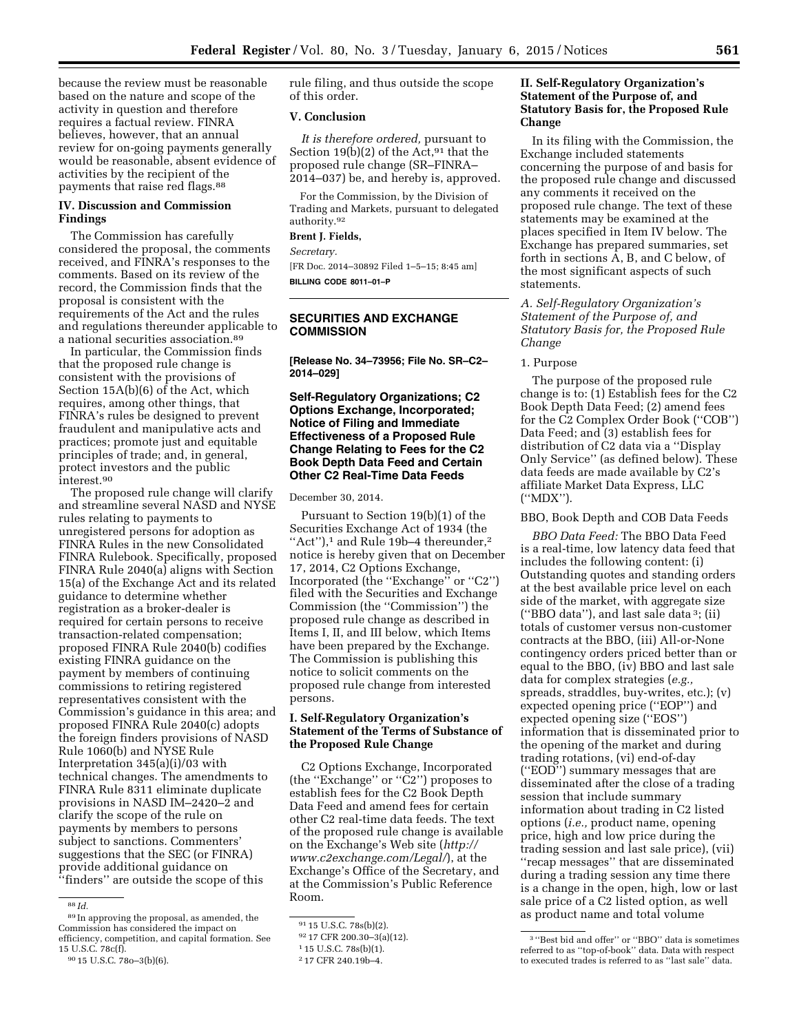because the review must be reasonable based on the nature and scope of the activity in question and therefore requires a factual review. FINRA believes, however, that an annual review for on-going payments generally would be reasonable, absent evidence of activities by the recipient of the payments that raise red flags.[88]

### IV. Discussion and Commission Findings

The Commission has carefully considered the proposal, the comments received, and FINRA's responses to the comments. Based on its review of the record, the Commission finds that the proposal is consistent with the requirements of the Act and the rules and regulations thereunder applicable to a national securities association.[89]

In particular, the Commission finds that the proposed rule change is consistent with the provisions of Section 15A(b)(6) of the Act, which requires, among other things, that FINRA's rules be designed to prevent fraudulent and manipulative acts and practices; promote just and equitable principles of trade; and, in general, protect investors and the public interest.[90]

The proposed rule change will clarify and streamline several NASD and NYSE rules relating to payments to unregistered persons for adoption as FINRA Rules in the new Consolidated FINRA Rulebook. Specifically, proposed FINRA Rule 2040(a) aligns with Section 15(a) of the Exchange Act and its related guidance to determine whether registration as a broker-dealer is required for certain persons to receive transaction-related compensation; proposed FINRA Rule 2040(b) codifies existing FINRA guidance on the payment by members of continuing commissions to retiring registered representatives consistent with the Commission's guidance in this area; and proposed FINRA Rule 2040(c) adopts the foreign finders provisions of NASD Rule 1060(b) and NYSE Rule Interpretation 345(a)(i)/03 with technical changes. The amendments to FINRA Rule 8311 eliminate duplicate provisions in NASD IM–2420–2 and clarify the scope of the rule on payments by members to persons subject to sanctions. Commenters' suggestions that the SEC (or FINRA) provide additional guidance on "finders" are outside the scope of this rule filing, and thus outside the scope of this order.

### V. Conclusion

*It is therefore ordered,* pursuant to Section 19(b)(2) of the Act,[91] that the proposed rule change (SR–FINRA–2014–037) be, and hereby is, approved.

For the Commission, by the Division of Trading and Markets, pursuant to delegated authority.[92]

**Brent J. Fields,**

*Secretary.*

[FR Doc. 2014–30892 Filed 1–5–15; 8:45 am]

**BILLING CODE 8011–01–P**

---

[88] *Id.*

[89] In approving the proposal, as amended, the Commission has considered the impact on efficiency, competition, and capital formation. See 15 U.S.C. 78c(f).

[90] 15 U.S.C. 78o–3(b)(6).

[91] 15 U.S.C. 78s(b)(2).

[92] 17 CFR 200.30–3(a)(12).

---

## SECURITIES AND EXCHANGE COMMISSION

**[Release No. 34–73956; File No. SR–C2–2014–029]**

## Self-Regulatory Organizations; C2 Options Exchange, Incorporated; Notice of Filing and Immediate Effectiveness of a Proposed Rule Change Relating to Fees for the C2 Book Depth Data Feed and Certain Other C2 Real-Time Data Feeds

December 30, 2014.

Pursuant to Section 19(b)(1) of the Securities Exchange Act of 1934 (the "Act"),[1] and Rule 19b–4 thereunder,[2] notice is hereby given that on December 17, 2014, C2 Options Exchange, Incorporated (the "Exchange" or "C2") filed with the Securities and Exchange Commission (the "Commission") the proposed rule change as described in Items I, II, and III below, which Items have been prepared by the Exchange. The Commission is publishing this notice to solicit comments on the proposed rule change from interested persons.

### I. Self-Regulatory Organization's Statement of the Terms of Substance of the Proposed Rule Change

C2 Options Exchange, Incorporated (the "Exchange" or "C2") proposes to establish fees for the C2 Book Depth Data Feed and amend fees for certain other C2 real-time data feeds. The text of the proposed rule change is available on the Exchange's Web site (*http://www.c2exchange.com/Legal/*), at the Exchange's Office of the Secretary, and at the Commission's Public Reference Room.

### II. Self-Regulatory Organization's Statement of the Purpose of, and Statutory Basis for, the Proposed Rule Change

In its filing with the Commission, the Exchange included statements concerning the purpose of and basis for the proposed rule change and discussed any comments it received on the proposed rule change. The text of these statements may be examined at the places specified in Item IV below. The Exchange has prepared summaries, set forth in sections A, B, and C below, of the most significant aspects of such statements.

#### *A. Self-Regulatory Organization's Statement of the Purpose of, and Statutory Basis for, the Proposed Rule Change*

1. Purpose

The purpose of the proposed rule change is to: (1) Establish fees for the C2 Book Depth Data Feed; (2) amend fees for the C2 Complex Order Book ("COB") Data Feed; and (3) establish fees for distribution of C2 data via a "Display Only Service" (as defined below). These data feeds are made available by C2's affiliate Market Data Express, LLC ("MDX").

BBO, Book Depth and COB Data Feeds

*BBO Data Feed:* The BBO Data Feed is a real-time, low latency data feed that includes the following content: (i) Outstanding quotes and standing orders at the best available price level on each side of the market, with aggregate size ("BBO data"), and last sale data[3]; (ii) totals of customer versus non-customer contracts at the BBO, (iii) All-or-None contingency orders priced better than or equal to the BBO, (iv) BBO and last sale data for complex strategies (*e.g.,* spreads, straddles, buy-writes, etc.); (v) expected opening price ("EOP") and expected opening size ("EOS") information that is disseminated prior to the opening of the market and during trading rotations, (vi) end-of-day ("EOD") summary messages that are disseminated after the close of a trading session that include summary information about trading in C2 listed options (*i.e.,* product name, opening price, high and low price during the trading session and last sale price), (vii) "recap messages" that are disseminated during a trading session any time there is a change in the open, high, low or last sale price of a C2 listed option, as well as product name and total volume

---

[1] 15 U.S.C. 78s(b)(1).

[2] 17 CFR 240.19b–4.

[3] "Best bid and offer" or "BBO" data is sometimes referred to as "top-of-book" data. Data with respect to executed trades is referred to as "last sale" data.